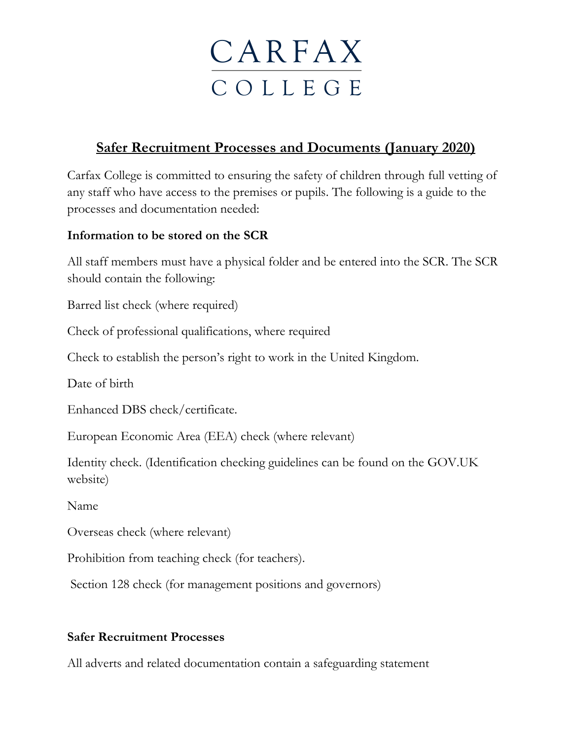CARFAX
COLLEGE

## Safer Recruitment Processes and Documents (January 2020)

Carfax College is committed to ensuring the safety of children through full vetting of any staff who have access to the premises or pupils. The following is a guide to the processes and documentation needed:

**Information to be stored on the SCR**

All staff members must have a physical folder and be entered into the SCR. The SCR should contain the following:

Barred list check (where required)

Check of professional qualifications, where required

Check to establish the person's right to work in the United Kingdom.

Date of birth

Enhanced DBS check/certificate.

European Economic Area (EEA) check (where relevant)

Identity check. (Identification checking guidelines can be found on the GOV.UK website)

Name

Overseas check (where relevant)

Prohibition from teaching check (for teachers).

Section 128 check (for management positions and governors)

**Safer Recruitment Processes**

All adverts and related documentation contain a safeguarding statement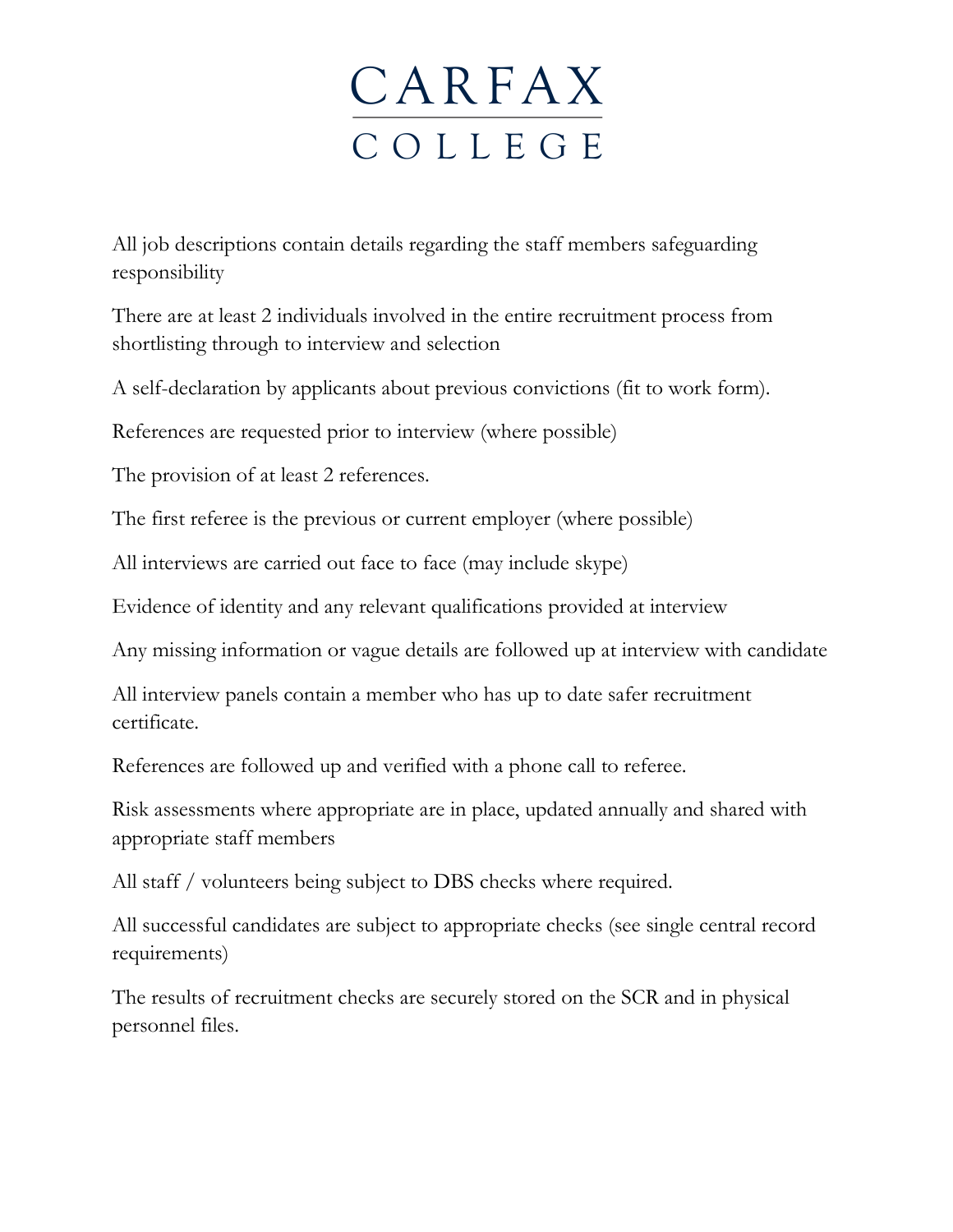All job descriptions contain details regarding the staff members safeguarding responsibility

There are at least 2 individuals involved in the entire recruitment process from shortlisting through to interview and selection

A self-declaration by applicants about previous convictions (fit to work form).

References are requested prior to interview (where possible)

The provision of at least 2 references.

The first referee is the previous or current employer (where possible)

All interviews are carried out face to face (may include skype)

Evidence of identity and any relevant qualifications provided at interview

Any missing information or vague details are followed up at interview with candidate

All interview panels contain a member who has up to date safer recruitment certificate.

References are followed up and verified with a phone call to referee.

Risk assessments where appropriate are in place, updated annually and shared with appropriate staff members

All staff / volunteers being subject to DBS checks where required.

All successful candidates are subject to appropriate checks (see single central record requirements)

The results of recruitment checks are securely stored on the SCR and in physical personnel files.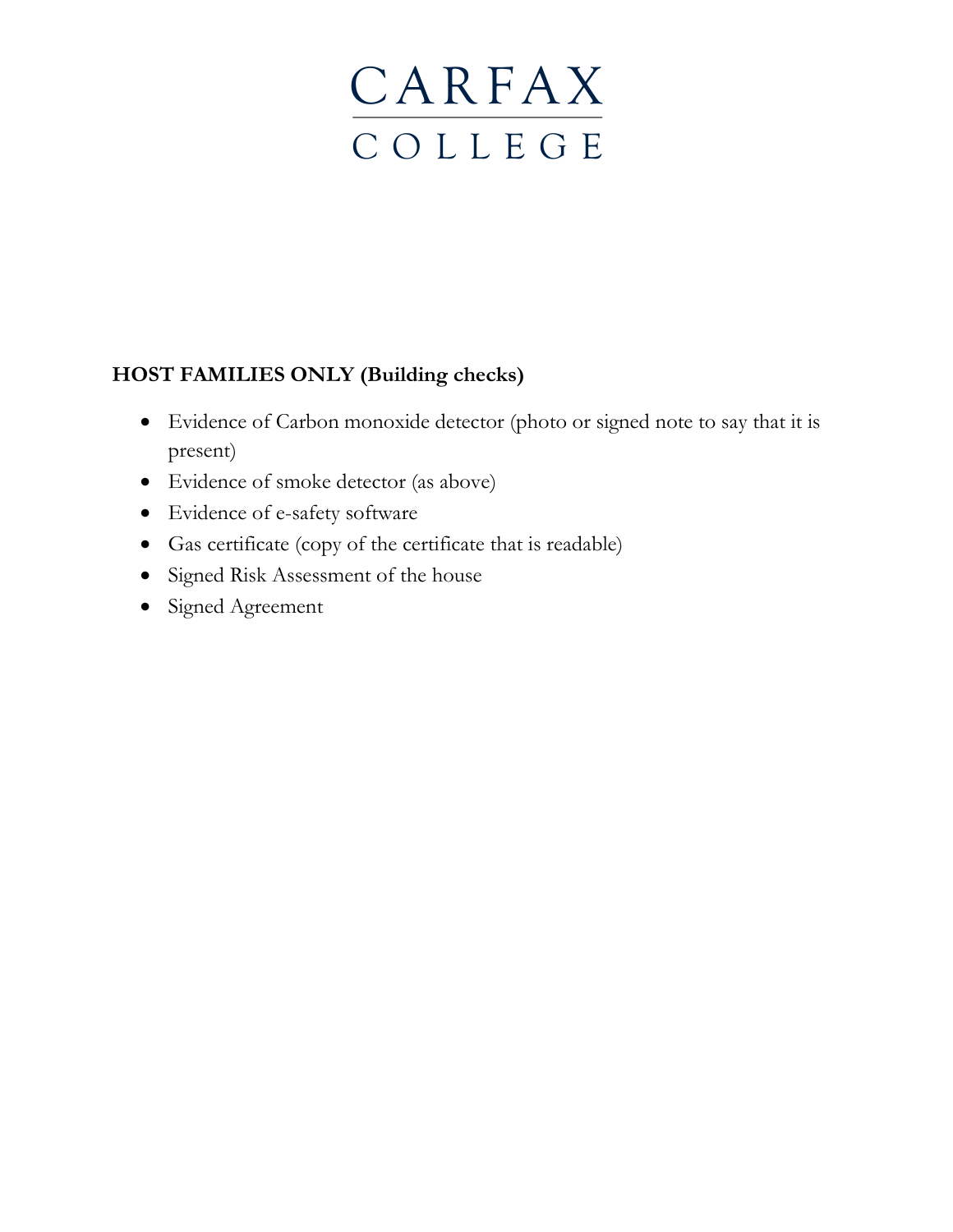**HOST FAMILIES ONLY (Building checks)**

- Evidence of Carbon monoxide detector (photo or signed note to say that it is present)
- Evidence of smoke detector (as above)
- Evidence of e-safety software
- Gas certificate (copy of the certificate that is readable)
- Signed Risk Assessment of the house
- Signed Agreement